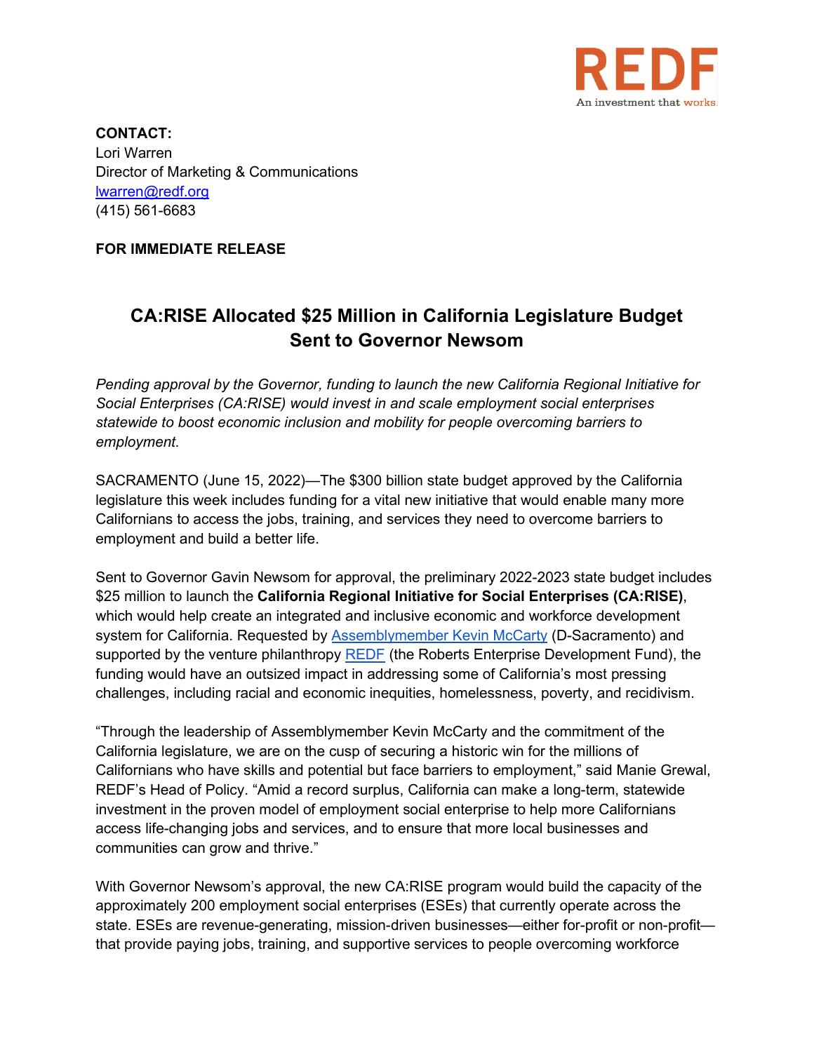REDF
An investment that works.

**CONTACT:**
Lori Warren
Director of Marketing & Communications
[lwarren@redf.org](mailto:lwarren@redf.org)
(415) 561-6683

**FOR IMMEDIATE RELEASE**

# CA:RISE Allocated $25 Million in California Legislature Budget Sent to Governor Newsom

*Pending approval by the Governor, funding to launch the new California Regional Initiative for Social Enterprises (CA:RISE) would invest in and scale employment social enterprises statewide to boost economic inclusion and mobility for people overcoming barriers to employment.*

SACRAMENTO (June 15, 2022)—The $300 billion state budget approved by the California legislature this week includes funding for a vital new initiative that would enable many more Californians to access the jobs, training, and services they need to overcome barriers to employment and build a better life.

Sent to Governor Gavin Newsom for approval, the preliminary 2022-2023 state budget includes $25 million to launch the **California Regional Initiative for Social Enterprises (CA:RISE)**, which would help create an integrated and inclusive economic and workforce development system for California. Requested by Assemblymember Kevin McCarty (D-Sacramento) and supported by the venture philanthropy REDF (the Roberts Enterprise Development Fund), the funding would have an outsized impact in addressing some of California's most pressing challenges, including racial and economic inequities, homelessness, poverty, and recidivism.

"Through the leadership of Assemblymember Kevin McCarty and the commitment of the California legislature, we are on the cusp of securing a historic win for the millions of Californians who have skills and potential but face barriers to employment," said Manie Grewal, REDF's Head of Policy. "Amid a record surplus, California can make a long-term, statewide investment in the proven model of employment social enterprise to help more Californians access life-changing jobs and services, and to ensure that more local businesses and communities can grow and thrive."

With Governor Newsom's approval, the new CA:RISE program would build the capacity of the approximately 200 employment social enterprises (ESEs) that currently operate across the state. ESEs are revenue-generating, mission-driven businesses—either for-profit or non-profit—that provide paying jobs, training, and supportive services to people overcoming workforce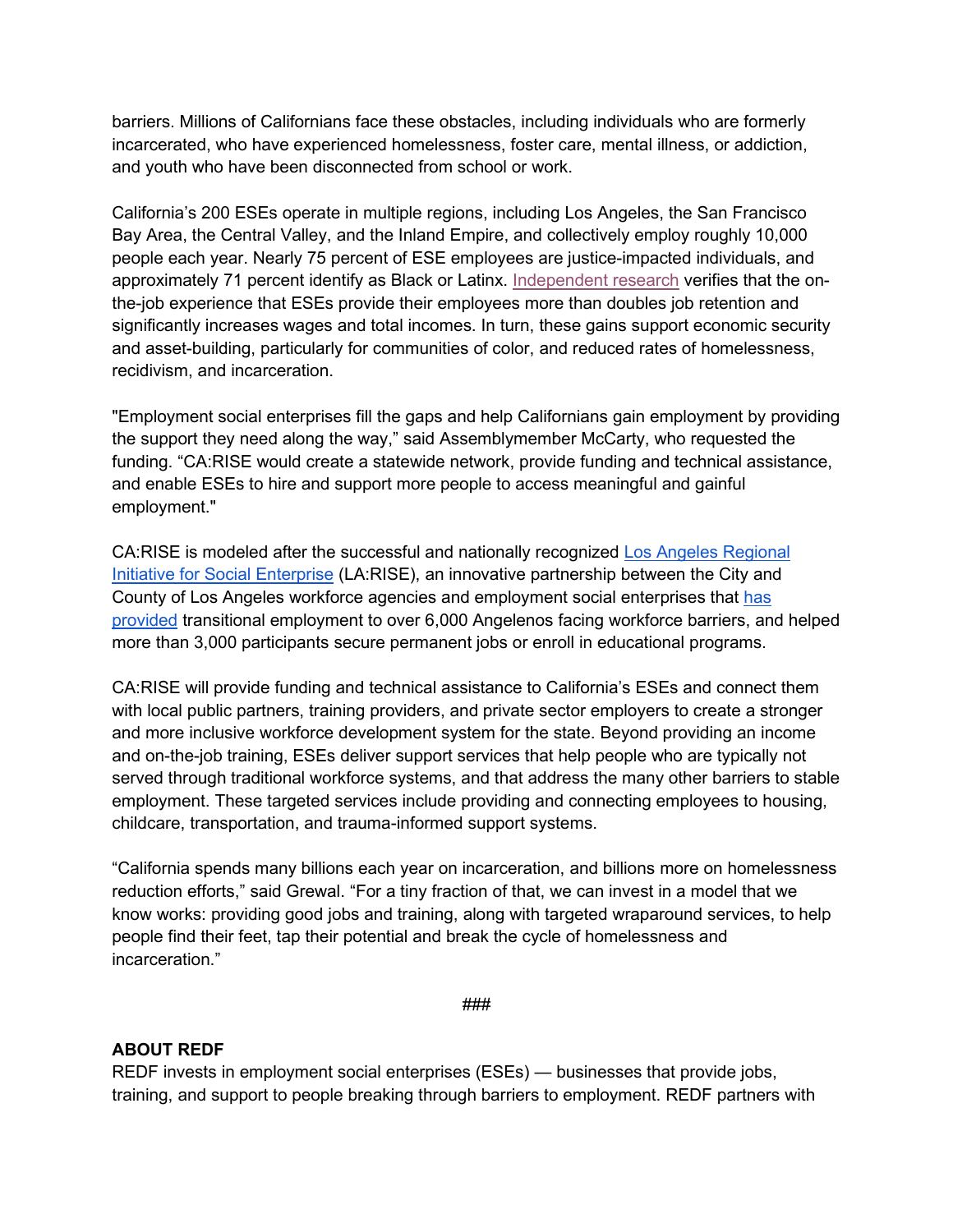barriers. Millions of Californians face these obstacles, including individuals who are formerly incarcerated, who have experienced homelessness, foster care, mental illness, or addiction, and youth who have been disconnected from school or work.

California's 200 ESEs operate in multiple regions, including Los Angeles, the San Francisco Bay Area, the Central Valley, and the Inland Empire, and collectively employ roughly 10,000 people each year. Nearly 75 percent of ESE employees are justice-impacted individuals, and approximately 71 percent identify as Black or Latinx. Independent research verifies that the on-the-job experience that ESEs provide their employees more than doubles job retention and significantly increases wages and total incomes. In turn, these gains support economic security and asset-building, particularly for communities of color, and reduced rates of homelessness, recidivism, and incarceration.

"Employment social enterprises fill the gaps and help Californians gain employment by providing the support they need along the way," said Assemblymember McCarty, who requested the funding. "CA:RISE would create a statewide network, provide funding and technical assistance, and enable ESEs to hire and support more people to access meaningful and gainful employment."

CA:RISE is modeled after the successful and nationally recognized Los Angeles Regional Initiative for Social Enterprise (LA:RISE), an innovative partnership between the City and County of Los Angeles workforce agencies and employment social enterprises that has provided transitional employment to over 6,000 Angelenos facing workforce barriers, and helped more than 3,000 participants secure permanent jobs or enroll in educational programs.

CA:RISE will provide funding and technical assistance to California's ESEs and connect them with local public partners, training providers, and private sector employers to create a stronger and more inclusive workforce development system for the state. Beyond providing an income and on-the-job training, ESEs deliver support services that help people who are typically not served through traditional workforce systems, and that address the many other barriers to stable employment. These targeted services include providing and connecting employees to housing, childcare, transportation, and trauma-informed support systems.

"California spends many billions each year on incarceration, and billions more on homelessness reduction efforts," said Grewal. "For a tiny fraction of that, we can invest in a model that we know works: providing good jobs and training, along with targeted wraparound services, to help people find their feet, tap their potential and break the cycle of homelessness and incarceration."

###

**ABOUT REDF**

REDF invests in employment social enterprises (ESEs) — businesses that provide jobs, training, and support to people breaking through barriers to employment. REDF partners with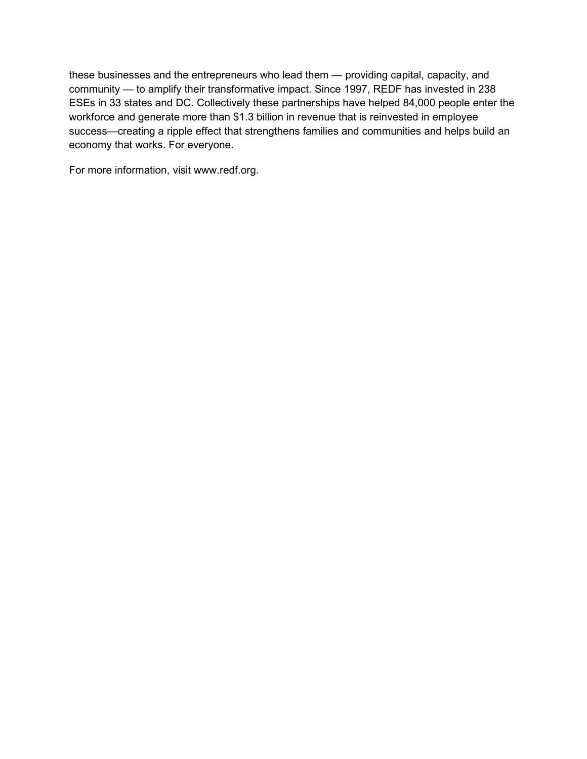these businesses and the entrepreneurs who lead them — providing capital, capacity, and community — to amplify their transformative impact. Since 1997, REDF has invested in 238 ESEs in 33 states and DC. Collectively these partnerships have helped 84,000 people enter the workforce and generate more than $1.3 billion in revenue that is reinvested in employee success—creating a ripple effect that strengthens families and communities and helps build an economy that works. For everyone.

For more information, visit www.redf.org.